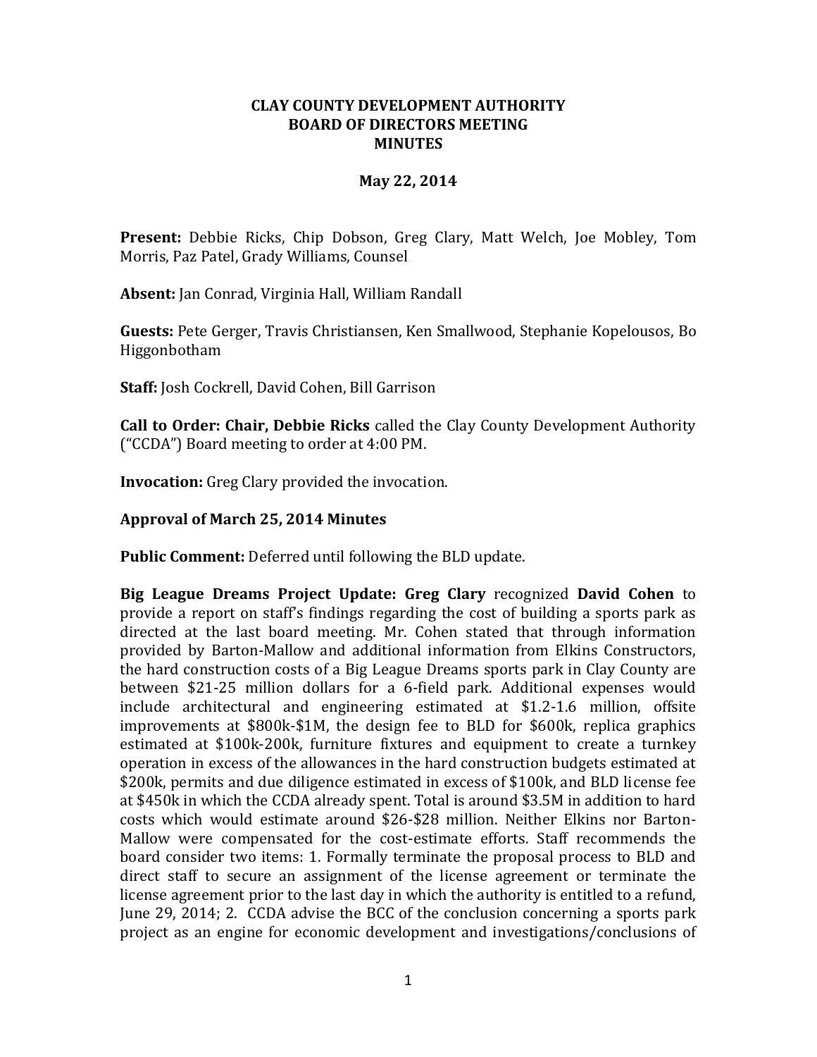**CLAY COUNTY DEVELOPMENT AUTHORITY**
**BOARD OF DIRECTORS MEETING**
**MINUTES**

**May 22, 2014**

**Present:** Debbie Ricks, Chip Dobson, Greg Clary, Matt Welch, Joe Mobley, Tom Morris, Paz Patel, Grady Williams, Counsel

**Absent:** Jan Conrad, Virginia Hall, William Randall

**Guests:** Pete Gerger, Travis Christiansen, Ken Smallwood, Stephanie Kopelousos, Bo Higgonbotham

**Staff:** Josh Cockrell, David Cohen, Bill Garrison

**Call to Order: Chair, Debbie Ricks** called the Clay County Development Authority ("CCDA") Board meeting to order at 4:00 PM.

**Invocation:** Greg Clary provided the invocation.

**Approval of March 25, 2014 Minutes**

**Public Comment:** Deferred until following the BLD update.

**Big League Dreams Project Update: Greg Clary** recognized **David Cohen** to provide a report on staff's findings regarding the cost of building a sports park as directed at the last board meeting. Mr. Cohen stated that through information provided by Barton-Mallow and additional information from Elkins Constructors, the hard construction costs of a Big League Dreams sports park in Clay County are between $21-25 million dollars for a 6-field park. Additional expenses would include architectural and engineering estimated at $1.2-1.6 million, offsite improvements at $800k-$1M, the design fee to BLD for $600k, replica graphics estimated at $100k-200k, furniture fixtures and equipment to create a turnkey operation in excess of the allowances in the hard construction budgets estimated at $200k, permits and due diligence estimated in excess of $100k, and BLD license fee at $450k in which the CCDA already spent. Total is around $3.5M in addition to hard costs which would estimate around $26-$28 million. Neither Elkins nor Barton-Mallow were compensated for the cost-estimate efforts. Staff recommends the board consider two items: 1. Formally terminate the proposal process to BLD and direct staff to secure an assignment of the license agreement or terminate the license agreement prior to the last day in which the authority is entitled to a refund, June 29, 2014; 2. CCDA advise the BCC of the conclusion concerning a sports park project as an engine for economic development and investigations/conclusions of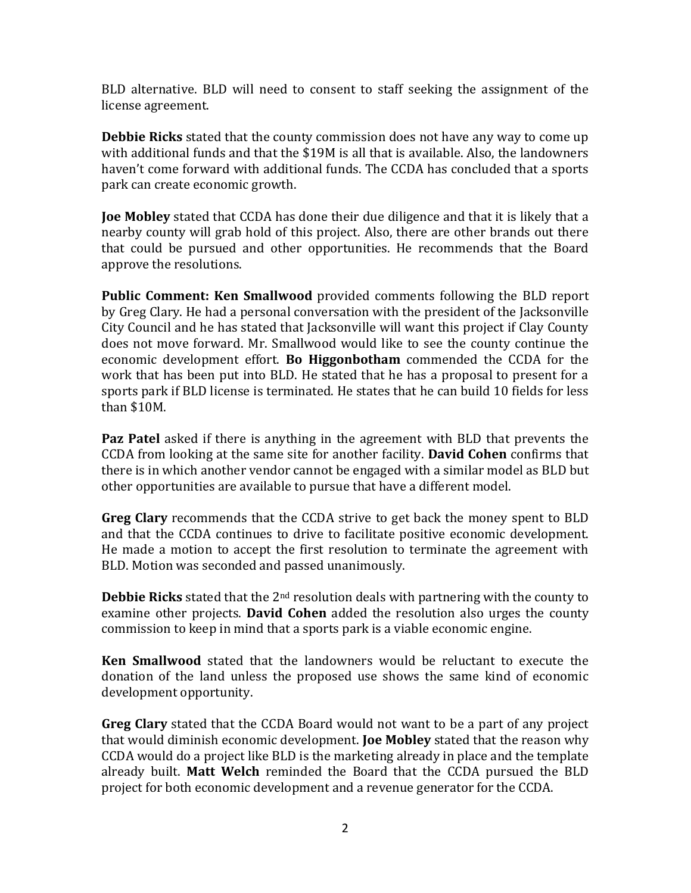BLD alternative. BLD will need to consent to staff seeking the assignment of the license agreement.

**Debbie Ricks** stated that the county commission does not have any way to come up with additional funds and that the $19M is all that is available. Also, the landowners haven't come forward with additional funds. The CCDA has concluded that a sports park can create economic growth.

**Joe Mobley** stated that CCDA has done their due diligence and that it is likely that a nearby county will grab hold of this project. Also, there are other brands out there that could be pursued and other opportunities. He recommends that the Board approve the resolutions.

**Public Comment: Ken Smallwood** provided comments following the BLD report by Greg Clary. He had a personal conversation with the president of the Jacksonville City Council and he has stated that Jacksonville will want this project if Clay County does not move forward. Mr. Smallwood would like to see the county continue the economic development effort. **Bo Higgonbotham** commended the CCDA for the work that has been put into BLD. He stated that he has a proposal to present for a sports park if BLD license is terminated. He states that he can build 10 fields for less than $10M.

**Paz Patel** asked if there is anything in the agreement with BLD that prevents the CCDA from looking at the same site for another facility. **David Cohen** confirms that there is in which another vendor cannot be engaged with a similar model as BLD but other opportunities are available to pursue that have a different model.

**Greg Clary** recommends that the CCDA strive to get back the money spent to BLD and that the CCDA continues to drive to facilitate positive economic development. He made a motion to accept the first resolution to terminate the agreement with BLD. Motion was seconded and passed unanimously.

**Debbie Ricks** stated that the 2nd resolution deals with partnering with the county to examine other projects. **David Cohen** added the resolution also urges the county commission to keep in mind that a sports park is a viable economic engine.

**Ken Smallwood** stated that the landowners would be reluctant to execute the donation of the land unless the proposed use shows the same kind of economic development opportunity.

**Greg Clary** stated that the CCDA Board would not want to be a part of any project that would diminish economic development. **Joe Mobley** stated that the reason why CCDA would do a project like BLD is the marketing already in place and the template already built. **Matt Welch** reminded the Board that the CCDA pursued the BLD project for both economic development and a revenue generator for the CCDA.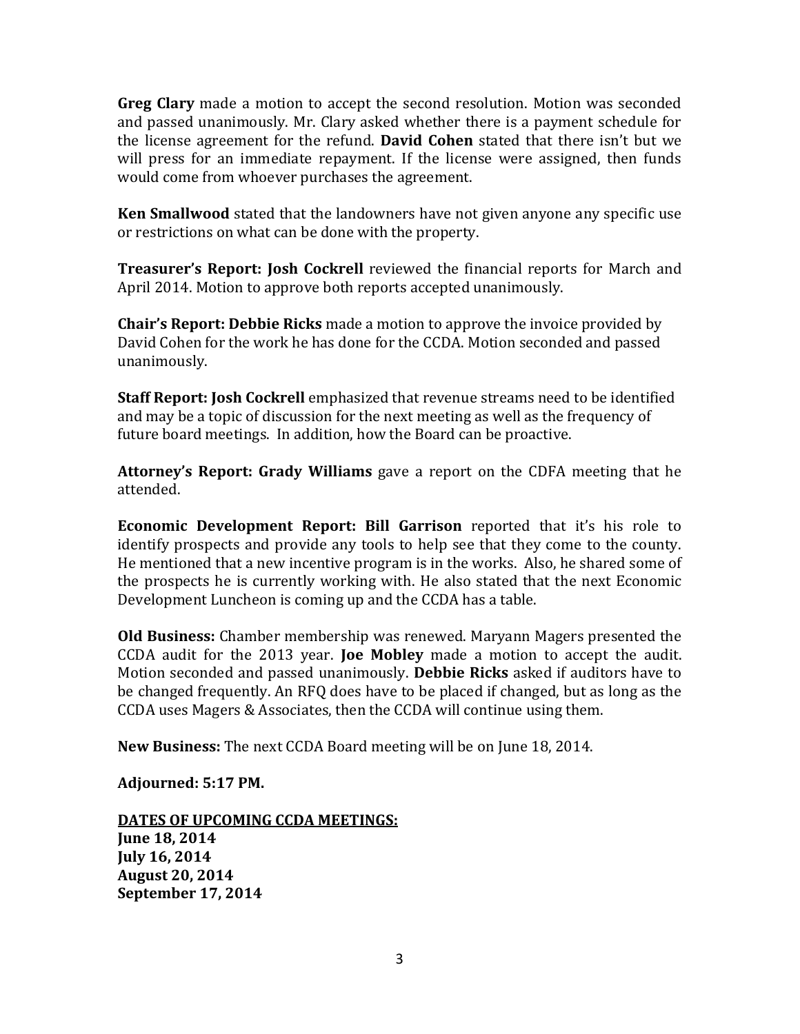**Greg Clary** made a motion to accept the second resolution. Motion was seconded and passed unanimously. Mr. Clary asked whether there is a payment schedule for the license agreement for the refund. **David Cohen** stated that there isn't but we will press for an immediate repayment. If the license were assigned, then funds would come from whoever purchases the agreement.

**Ken Smallwood** stated that the landowners have not given anyone any specific use or restrictions on what can be done with the property.

**Treasurer's Report: Josh Cockrell** reviewed the financial reports for March and April 2014. Motion to approve both reports accepted unanimously.

**Chair's Report: Debbie Ricks** made a motion to approve the invoice provided by David Cohen for the work he has done for the CCDA. Motion seconded and passed unanimously.

**Staff Report: Josh Cockrell** emphasized that revenue streams need to be identified and may be a topic of discussion for the next meeting as well as the frequency of future board meetings. In addition, how the Board can be proactive.

**Attorney's Report: Grady Williams** gave a report on the CDFA meeting that he attended.

**Economic Development Report: Bill Garrison** reported that it's his role to identify prospects and provide any tools to help see that they come to the county. He mentioned that a new incentive program is in the works. Also, he shared some of the prospects he is currently working with. He also stated that the next Economic Development Luncheon is coming up and the CCDA has a table.

**Old Business:** Chamber membership was renewed. Maryann Magers presented the CCDA audit for the 2013 year. **Joe Mobley** made a motion to accept the audit. Motion seconded and passed unanimously. **Debbie Ricks** asked if auditors have to be changed frequently. An RFQ does have to be placed if changed, but as long as the CCDA uses Magers & Associates, then the CCDA will continue using them.

**New Business:** The next CCDA Board meeting will be on June 18, 2014.

**Adjourned: 5:17 PM.**

**DATES OF UPCOMING CCDA MEETINGS:**

**June 18, 2014**
**July 16, 2014**
**August 20, 2014**
**September 17, 2014**